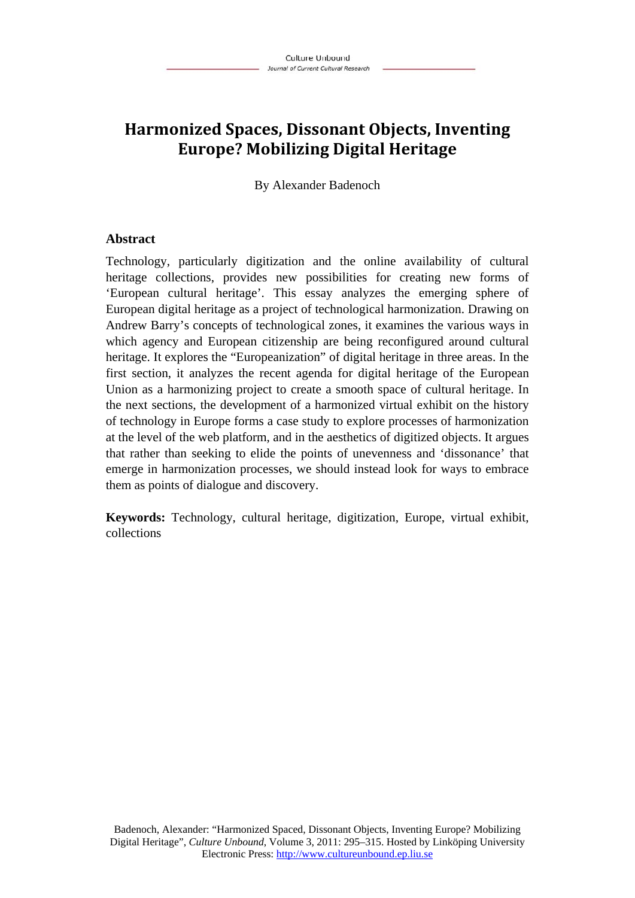# Harmonized Spaces, Dissonant Objects, Inventing Europe? Mobilizing Digital Heritage

By Alexander Badenoch

## Abstract

Technology, particularly digitization and the online availability of cultural heritage collections, provides new possibilities for creating new forms of 'European cultural heritage'. This essay analyzes the emerging sphere of European digital heritage as a project of technological harmonization. Drawing on Andrew Barry's concepts of technological zones, it examines the various ways in which agency and European citizenship are being reconfigured around cultural heritage. It explores the "Europeanization" of digital heritage in three areas. In the first section, it analyzes the recent agenda for digital heritage of the European Union as a harmonizing project to create a smooth space of cultural heritage. In the next sections, the development of a harmonized virtual exhibit on the history of technology in Europe forms a case study to explore processes of harmonization at the level of the web platform, and in the aesthetics of digitized objects. It argues that rather than seeking to elide the points of unevenness and 'dissonance' that emerge in harmonization processes, we should instead look for ways to embrace them as points of dialogue and discovery.

**Keywords:** Technology, cultural heritage, digitization, Europe, virtual exhibit, collections

Badenoch, Alexander: "Harmonized Spaced, Dissonant Objects, Inventing Europe? Mobilizing Digital Heritage", *Culture Unbound*, Volume 3, 2011: 295–315. Hosted by Linköping University Electronic Press: http://www.cultureunbound.ep.liu.se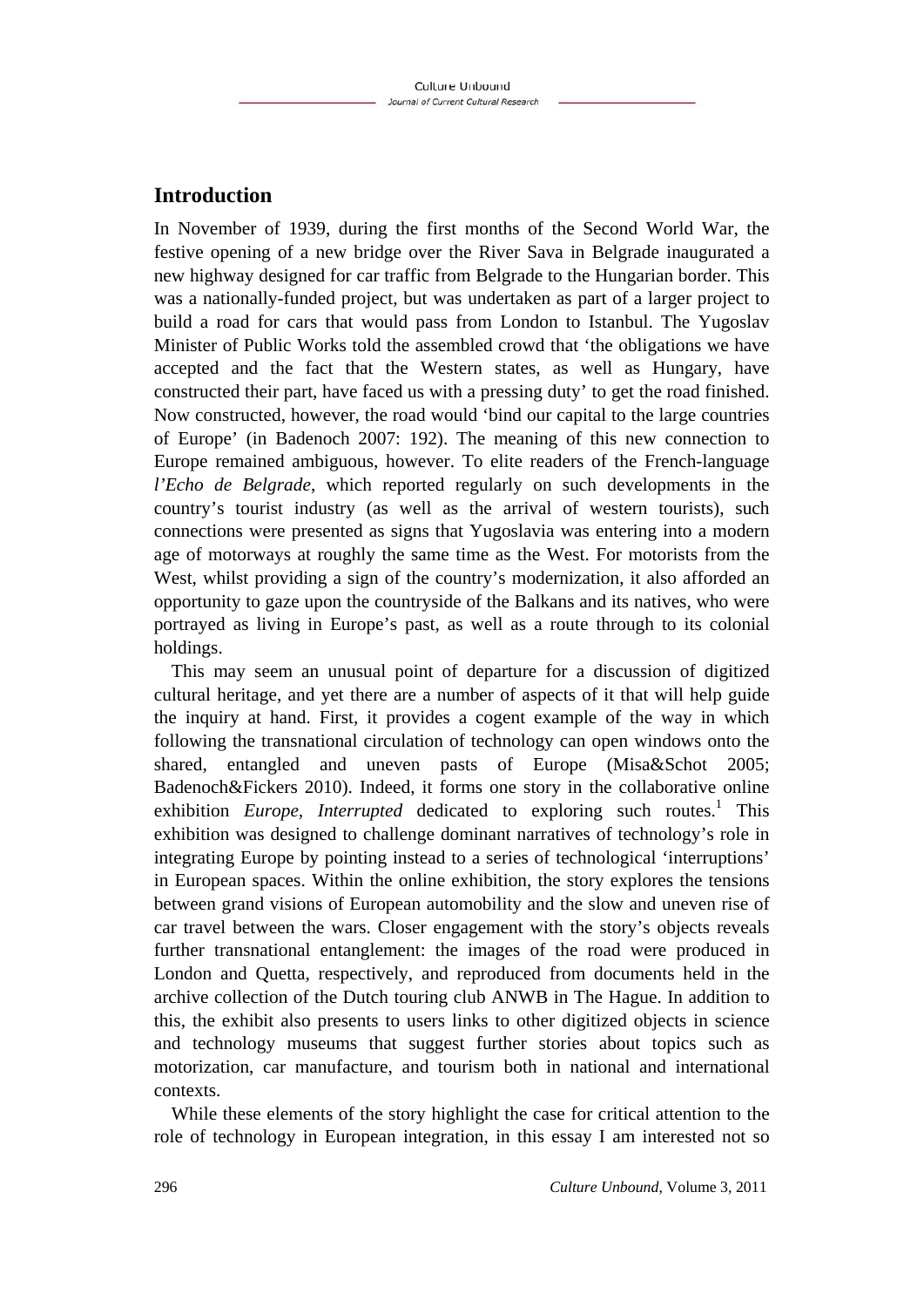## Introduction

In November of 1939, during the first months of the Second World War, the festive opening of a new bridge over the River Sava in Belgrade inaugurated a new highway designed for car traffic from Belgrade to the Hungarian border. This was a nationally-funded project, but was undertaken as part of a larger project to build a road for cars that would pass from London to Istanbul. The Yugoslav Minister of Public Works told the assembled crowd that 'the obligations we have accepted and the fact that the Western states, as well as Hungary, have constructed their part, have faced us with a pressing duty' to get the road finished. Now constructed, however, the road would 'bind our capital to the large countries of Europe' (in Badenoch 2007: 192). The meaning of this new connection to Europe remained ambiguous, however. To elite readers of the French-language *l'Echo de Belgrade*, which reported regularly on such developments in the country's tourist industry (as well as the arrival of western tourists), such connections were presented as signs that Yugoslavia was entering into a modern age of motorways at roughly the same time as the West. For motorists from the West, whilst providing a sign of the country's modernization, it also afforded an opportunity to gaze upon the countryside of the Balkans and its natives, who were portrayed as living in Europe's past, as well as a route through to its colonial holdings.

This may seem an unusual point of departure for a discussion of digitized cultural heritage, and yet there are a number of aspects of it that will help guide the inquiry at hand. First, it provides a cogent example of the way in which following the transnational circulation of technology can open windows onto the shared, entangled and uneven pasts of Europe (Misa&Schot 2005; Badenoch&Fickers 2010). Indeed, it forms one story in the collaborative online exhibition *Europe, Interrupted* dedicated to exploring such routes.[1] This exhibition was designed to challenge dominant narratives of technology's role in integrating Europe by pointing instead to a series of technological 'interruptions' in European spaces. Within the online exhibition, the story explores the tensions between grand visions of European automobility and the slow and uneven rise of car travel between the wars. Closer engagement with the story's objects reveals further transnational entanglement: the images of the road were produced in London and Quetta, respectively, and reproduced from documents held in the archive collection of the Dutch touring club ANWB in The Hague. In addition to this, the exhibit also presents to users links to other digitized objects in science and technology museums that suggest further stories about topics such as motorization, car manufacture, and tourism both in national and international contexts.

While these elements of the story highlight the case for critical attention to the role of technology in European integration, in this essay I am interested not so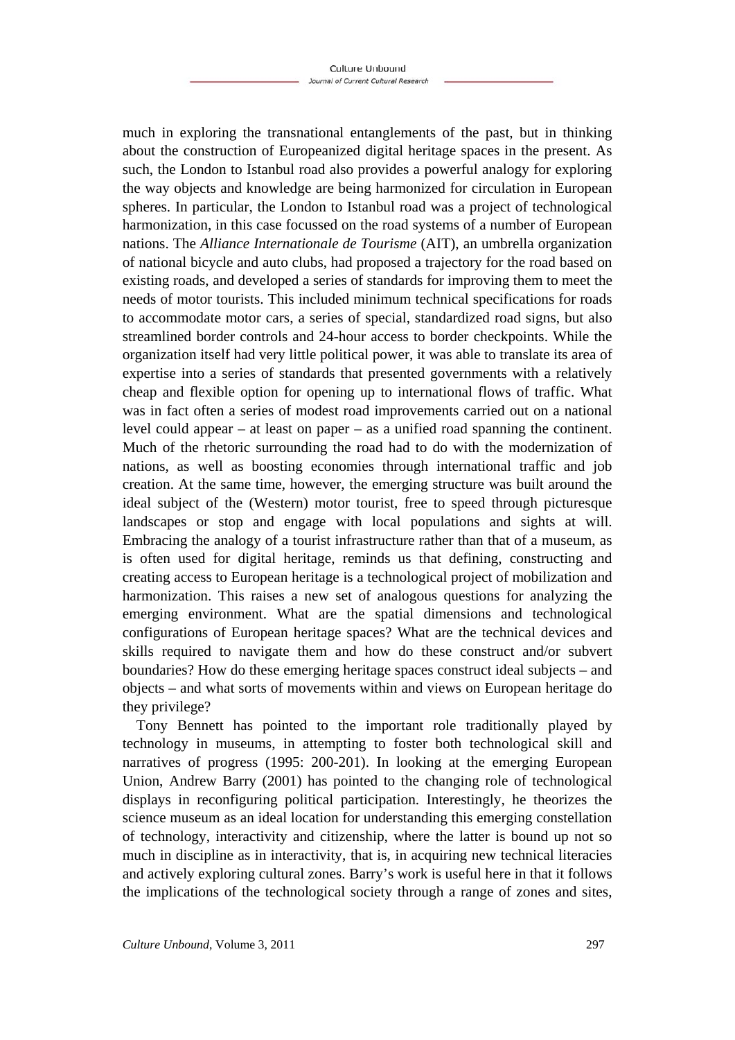much in exploring the transnational entanglements of the past, but in thinking about the construction of Europeanized digital heritage spaces in the present. As such, the London to Istanbul road also provides a powerful analogy for exploring the way objects and knowledge are being harmonized for circulation in European spheres. In particular, the London to Istanbul road was a project of technological harmonization, in this case focussed on the road systems of a number of European nations. The *Alliance Internationale de Tourisme* (AIT), an umbrella organization of national bicycle and auto clubs, had proposed a trajectory for the road based on existing roads, and developed a series of standards for improving them to meet the needs of motor tourists. This included minimum technical specifications for roads to accommodate motor cars, a series of special, standardized road signs, but also streamlined border controls and 24-hour access to border checkpoints. While the organization itself had very little political power, it was able to translate its area of expertise into a series of standards that presented governments with a relatively cheap and flexible option for opening up to international flows of traffic. What was in fact often a series of modest road improvements carried out on a national level could appear – at least on paper – as a unified road spanning the continent. Much of the rhetoric surrounding the road had to do with the modernization of nations, as well as boosting economies through international traffic and job creation. At the same time, however, the emerging structure was built around the ideal subject of the (Western) motor tourist, free to speed through picturesque landscapes or stop and engage with local populations and sights at will. Embracing the analogy of a tourist infrastructure rather than that of a museum, as is often used for digital heritage, reminds us that defining, constructing and creating access to European heritage is a technological project of mobilization and harmonization. This raises a new set of analogous questions for analyzing the emerging environment. What are the spatial dimensions and technological configurations of European heritage spaces? What are the technical devices and skills required to navigate them and how do these construct and/or subvert boundaries? How do these emerging heritage spaces construct ideal subjects – and objects – and what sorts of movements within and views on European heritage do they privilege?

Tony Bennett has pointed to the important role traditionally played by technology in museums, in attempting to foster both technological skill and narratives of progress (1995: 200-201). In looking at the emerging European Union, Andrew Barry (2001) has pointed to the changing role of technological displays in reconfiguring political participation. Interestingly, he theorizes the science museum as an ideal location for understanding this emerging constellation of technology, interactivity and citizenship, where the latter is bound up not so much in discipline as in interactivity, that is, in acquiring new technical literacies and actively exploring cultural zones. Barry's work is useful here in that it follows the implications of the technological society through a range of zones and sites,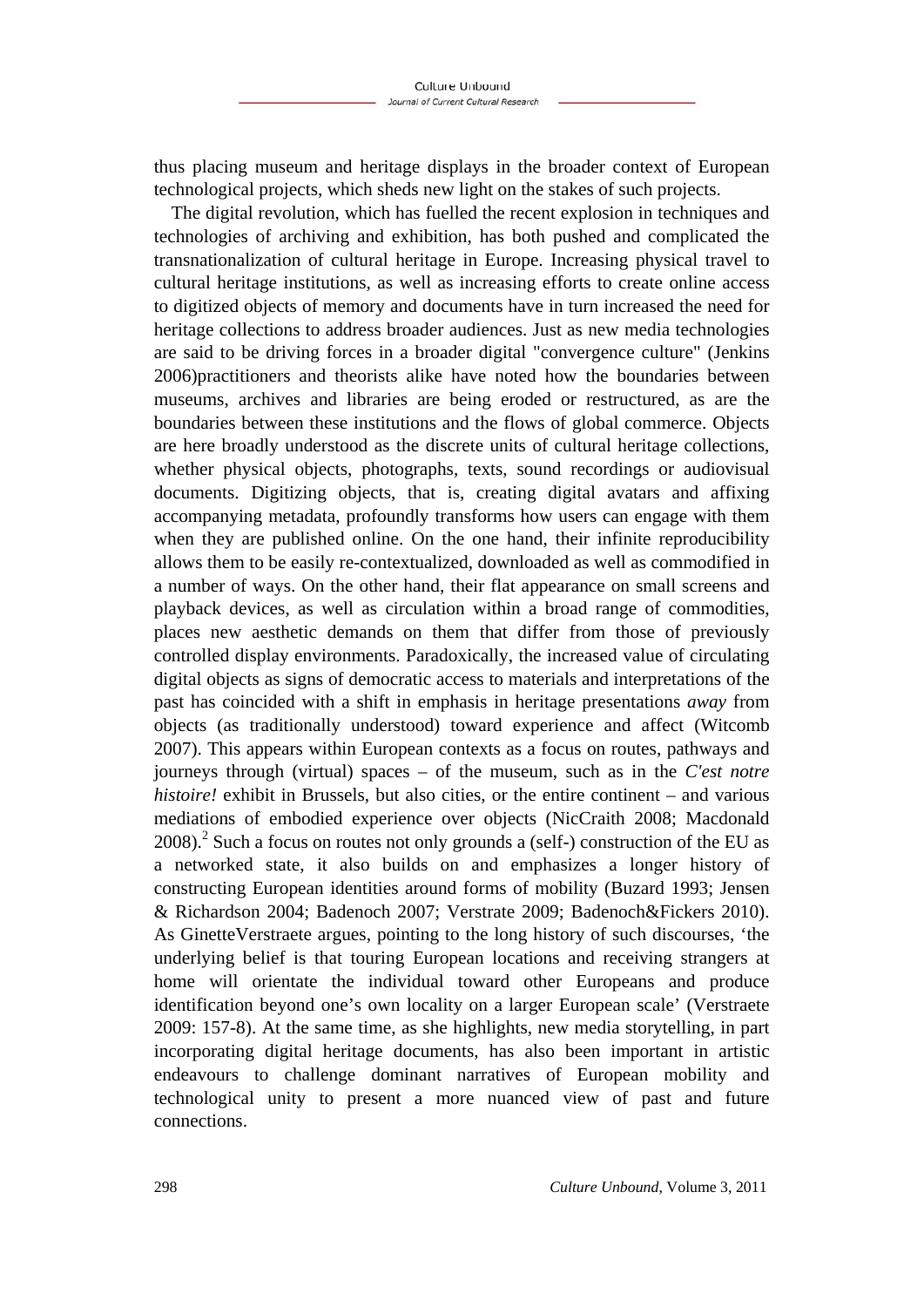thus placing museum and heritage displays in the broader context of European technological projects, which sheds new light on the stakes of such projects.

The digital revolution, which has fuelled the recent explosion in techniques and technologies of archiving and exhibition, has both pushed and complicated the transnationalization of cultural heritage in Europe. Increasing physical travel to cultural heritage institutions, as well as increasing efforts to create online access to digitized objects of memory and documents have in turn increased the need for heritage collections to address broader audiences. Just as new media technologies are said to be driving forces in a broader digital "convergence culture" (Jenkins 2006)practitioners and theorists alike have noted how the boundaries between museums, archives and libraries are being eroded or restructured, as are the boundaries between these institutions and the flows of global commerce. Objects are here broadly understood as the discrete units of cultural heritage collections, whether physical objects, photographs, texts, sound recordings or audiovisual documents. Digitizing objects, that is, creating digital avatars and affixing accompanying metadata, profoundly transforms how users can engage with them when they are published online. On the one hand, their infinite reproducibility allows them to be easily re-contextualized, downloaded as well as commodified in a number of ways. On the other hand, their flat appearance on small screens and playback devices, as well as circulation within a broad range of commodities, places new aesthetic demands on them that differ from those of previously controlled display environments. Paradoxically, the increased value of circulating digital objects as signs of democratic access to materials and interpretations of the past has coincided with a shift in emphasis in heritage presentations *away* from objects (as traditionally understood) toward experience and affect (Witcomb 2007). This appears within European contexts as a focus on routes, pathways and journeys through (virtual) spaces – of the museum, such as in the *C'est notre histoire!* exhibit in Brussels, but also cities, or the entire continent – and various mediations of embodied experience over objects (NicCraith 2008; Macdonald 2008).[2] Such a focus on routes not only grounds a (self-) construction of the EU as a networked state, it also builds on and emphasizes a longer history of constructing European identities around forms of mobility (Buzard 1993; Jensen & Richardson 2004; Badenoch 2007; Verstrate 2009; Badenoch&Fickers 2010). As GinetteVerstraete argues, pointing to the long history of such discourses, 'the underlying belief is that touring European locations and receiving strangers at home will orientate the individual toward other Europeans and produce identification beyond one's own locality on a larger European scale' (Verstraete 2009: 157-8). At the same time, as she highlights, new media storytelling, in part incorporating digital heritage documents, has also been important in artistic endeavours to challenge dominant narratives of European mobility and technological unity to present a more nuanced view of past and future connections.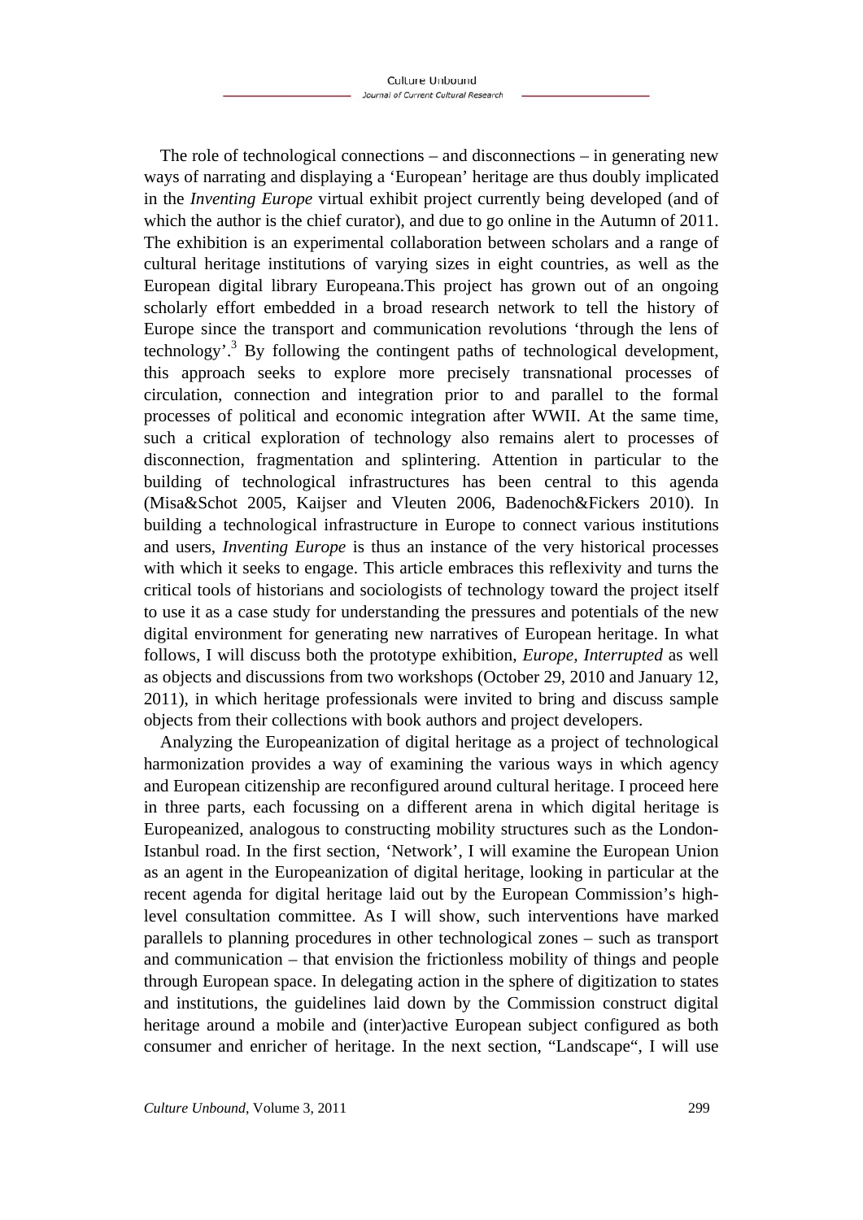The role of technological connections – and disconnections – in generating new ways of narrating and displaying a 'European' heritage are thus doubly implicated in the *Inventing Europe* virtual exhibit project currently being developed (and of which the author is the chief curator), and due to go online in the Autumn of 2011. The exhibition is an experimental collaboration between scholars and a range of cultural heritage institutions of varying sizes in eight countries, as well as the European digital library Europeana.This project has grown out of an ongoing scholarly effort embedded in a broad research network to tell the history of Europe since the transport and communication revolutions 'through the lens of technology'.[3] By following the contingent paths of technological development, this approach seeks to explore more precisely transnational processes of circulation, connection and integration prior to and parallel to the formal processes of political and economic integration after WWII. At the same time, such a critical exploration of technology also remains alert to processes of disconnection, fragmentation and splintering. Attention in particular to the building of technological infrastructures has been central to this agenda (Misa&Schot 2005, Kaijser and Vleuten 2006, Badenoch&Fickers 2010). In building a technological infrastructure in Europe to connect various institutions and users, *Inventing Europe* is thus an instance of the very historical processes with which it seeks to engage. This article embraces this reflexivity and turns the critical tools of historians and sociologists of technology toward the project itself to use it as a case study for understanding the pressures and potentials of the new digital environment for generating new narratives of European heritage. In what follows, I will discuss both the prototype exhibition, *Europe, Interrupted* as well as objects and discussions from two workshops (October 29, 2010 and January 12, 2011), in which heritage professionals were invited to bring and discuss sample objects from their collections with book authors and project developers.

Analyzing the Europeanization of digital heritage as a project of technological harmonization provides a way of examining the various ways in which agency and European citizenship are reconfigured around cultural heritage. I proceed here in three parts, each focussing on a different arena in which digital heritage is Europeanized, analogous to constructing mobility structures such as the London-Istanbul road. In the first section, 'Network', I will examine the European Union as an agent in the Europeanization of digital heritage, looking in particular at the recent agenda for digital heritage laid out by the European Commission's high-level consultation committee. As I will show, such interventions have marked parallels to planning procedures in other technological zones – such as transport and communication – that envision the frictionless mobility of things and people through European space. In delegating action in the sphere of digitization to states and institutions, the guidelines laid down by the Commission construct digital heritage around a mobile and (inter)active European subject configured as both consumer and enricher of heritage. In the next section, "Landscape", I will use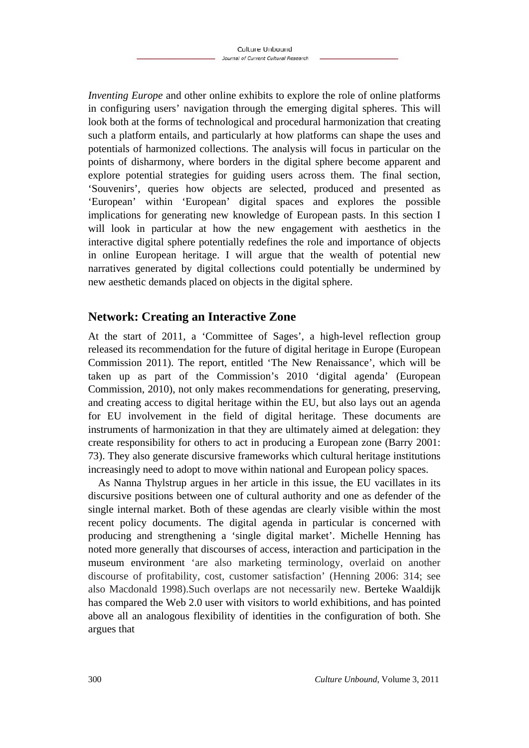*Inventing Europe* and other online exhibits to explore the role of online platforms in configuring users' navigation through the emerging digital spheres. This will look both at the forms of technological and procedural harmonization that creating such a platform entails, and particularly at how platforms can shape the uses and potentials of harmonized collections. The analysis will focus in particular on the points of disharmony, where borders in the digital sphere become apparent and explore potential strategies for guiding users across them. The final section, 'Souvenirs', queries how objects are selected, produced and presented as 'European' within 'European' digital spaces and explores the possible implications for generating new knowledge of European pasts. In this section I will look in particular at how the new engagement with aesthetics in the interactive digital sphere potentially redefines the role and importance of objects in online European heritage. I will argue that the wealth of potential new narratives generated by digital collections could potentially be undermined by new aesthetic demands placed on objects in the digital sphere.

## Network: Creating an Interactive Zone

At the start of 2011, a 'Committee of Sages', a high-level reflection group released its recommendation for the future of digital heritage in Europe (European Commission 2011). The report, entitled 'The New Renaissance', which will be taken up as part of the Commission's 2010 'digital agenda' (European Commission, 2010), not only makes recommendations for generating, preserving, and creating access to digital heritage within the EU, but also lays out an agenda for EU involvement in the field of digital heritage. These documents are instruments of harmonization in that they are ultimately aimed at delegation: they create responsibility for others to act in producing a European zone (Barry 2001: 73). They also generate discursive frameworks which cultural heritage institutions increasingly need to adopt to move within national and European policy spaces.

As Nanna Thylstrup argues in her article in this issue, the EU vacillates in its discursive positions between one of cultural authority and one as defender of the single internal market. Both of these agendas are clearly visible within the most recent policy documents. The digital agenda in particular is concerned with producing and strengthening a 'single digital market'. Michelle Henning has noted more generally that discourses of access, interaction and participation in the museum environment 'are also marketing terminology, overlaid on another discourse of profitability, cost, customer satisfaction' (Henning 2006: 314; see also Macdonald 1998).Such overlaps are not necessarily new. Berteke Waaldijk has compared the Web 2.0 user with visitors to world exhibitions, and has pointed above all an analogous flexibility of identities in the configuration of both. She argues that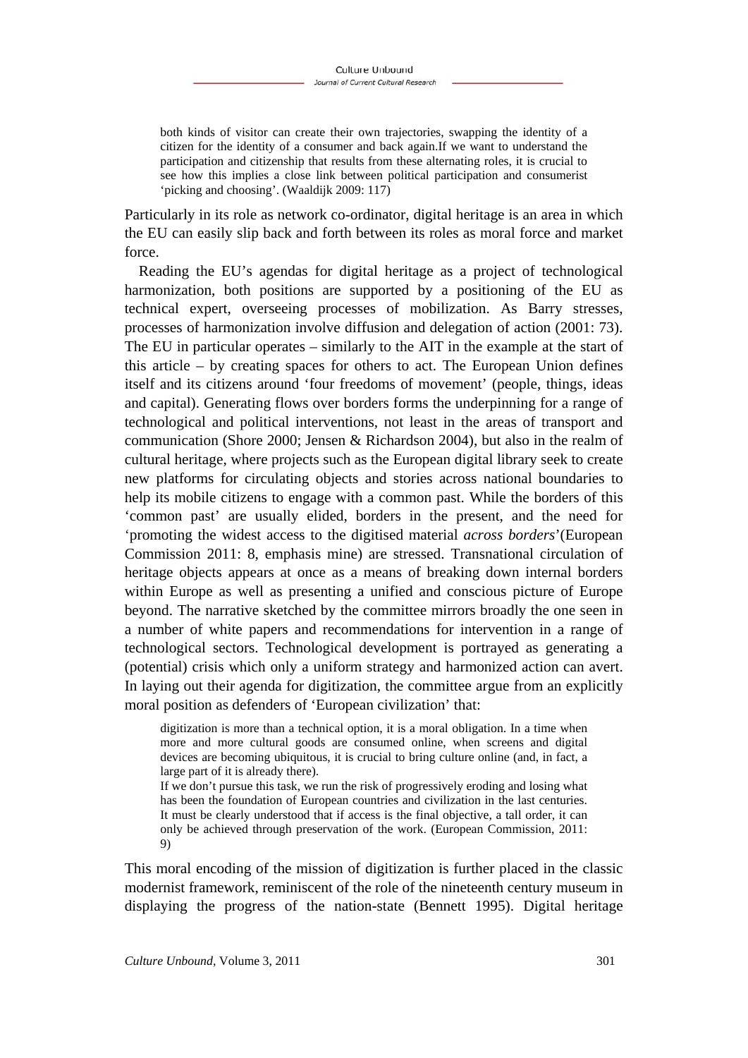> both kinds of visitor can create their own trajectories, swapping the identity of a citizen for the identity of a consumer and back again.If we want to understand the participation and citizenship that results from these alternating roles, it is crucial to see how this implies a close link between political participation and consumerist 'picking and choosing'. (Waaldijk 2009: 117)

Particularly in its role as network co-ordinator, digital heritage is an area in which the EU can easily slip back and forth between its roles as moral force and market force.

Reading the EU's agendas for digital heritage as a project of technological harmonization, both positions are supported by a positioning of the EU as technical expert, overseeing processes of mobilization. As Barry stresses, processes of harmonization involve diffusion and delegation of action (2001: 73). The EU in particular operates – similarly to the AIT in the example at the start of this article – by creating spaces for others to act. The European Union defines itself and its citizens around 'four freedoms of movement' (people, things, ideas and capital). Generating flows over borders forms the underpinning for a range of technological and political interventions, not least in the areas of transport and communication (Shore 2000; Jensen & Richardson 2004), but also in the realm of cultural heritage, where projects such as the European digital library seek to create new platforms for circulating objects and stories across national boundaries to help its mobile citizens to engage with a common past. While the borders of this 'common past' are usually elided, borders in the present, and the need for 'promoting the widest access to the digitised material *across borders*'(European Commission 2011: 8, emphasis mine) are stressed. Transnational circulation of heritage objects appears at once as a means of breaking down internal borders within Europe as well as presenting a unified and conscious picture of Europe beyond. The narrative sketched by the committee mirrors broadly the one seen in a number of white papers and recommendations for intervention in a range of technological sectors. Technological development is portrayed as generating a (potential) crisis which only a uniform strategy and harmonized action can avert. In laying out their agenda for digitization, the committee argue from an explicitly moral position as defenders of 'European civilization' that:

> digitization is more than a technical option, it is a moral obligation. In a time when more and more cultural goods are consumed online, when screens and digital devices are becoming ubiquitous, it is crucial to bring culture online (and, in fact, a large part of it is already there).
>
> If we don't pursue this task, we run the risk of progressively eroding and losing what has been the foundation of European countries and civilization in the last centuries. It must be clearly understood that if access is the final objective, a tall order, it can only be achieved through preservation of the work. (European Commission, 2011: 9)

This moral encoding of the mission of digitization is further placed in the classic modernist framework, reminiscent of the role of the nineteenth century museum in displaying the progress of the nation-state (Bennett 1995). Digital heritage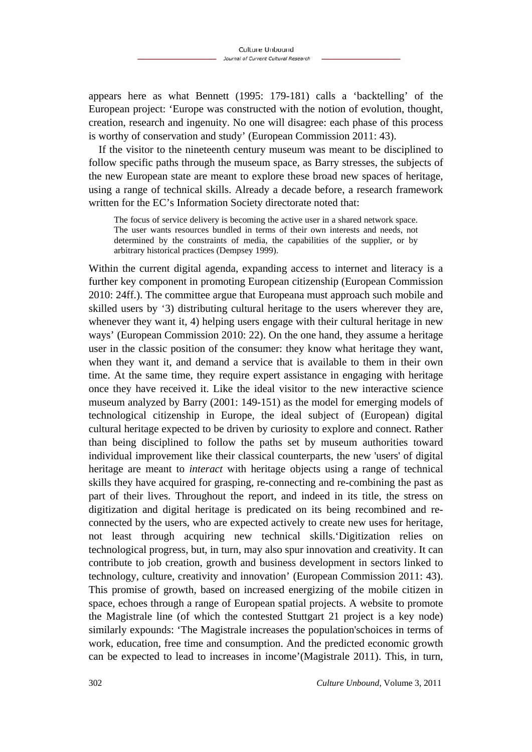appears here as what Bennett (1995: 179-181) calls a 'backtelling' of the European project: 'Europe was constructed with the notion of evolution, thought, creation, research and ingenuity. No one will disagree: each phase of this process is worthy of conservation and study' (European Commission 2011: 43).

If the visitor to the nineteenth century museum was meant to be disciplined to follow specific paths through the museum space, as Barry stresses, the subjects of the new European state are meant to explore these broad new spaces of heritage, using a range of technical skills. Already a decade before, a research framework written for the EC's Information Society directorate noted that:

> The focus of service delivery is becoming the active user in a shared network space. The user wants resources bundled in terms of their own interests and needs, not determined by the constraints of media, the capabilities of the supplier, or by arbitrary historical practices (Dempsey 1999).

Within the current digital agenda, expanding access to internet and literacy is a further key component in promoting European citizenship (European Commission 2010: 24ff.). The committee argue that Europeana must approach such mobile and skilled users by '3) distributing cultural heritage to the users wherever they are, whenever they want it, 4) helping users engage with their cultural heritage in new ways' (European Commission 2010: 22). On the one hand, they assume a heritage user in the classic position of the consumer: they know what heritage they want, when they want it, and demand a service that is available to them in their own time. At the same time, they require expert assistance in engaging with heritage once they have received it. Like the ideal visitor to the new interactive science museum analyzed by Barry (2001: 149-151) as the model for emerging models of technological citizenship in Europe, the ideal subject of (European) digital cultural heritage expected to be driven by curiosity to explore and connect. Rather than being disciplined to follow the paths set by museum authorities toward individual improvement like their classical counterparts, the new 'users' of digital heritage are meant to *interact* with heritage objects using a range of technical skills they have acquired for grasping, re-connecting and re-combining the past as part of their lives. Throughout the report, and indeed in its title, the stress on digitization and digital heritage is predicated on its being recombined and re-connected by the users, who are expected actively to create new uses for heritage, not least through acquiring new technical skills.'Digitization relies on technological progress, but, in turn, may also spur innovation and creativity. It can contribute to job creation, growth and business development in sectors linked to technology, culture, creativity and innovation' (European Commission 2011: 43). This promise of growth, based on increased energizing of the mobile citizen in space, echoes through a range of European spatial projects. A website to promote the Magistrale line (of which the contested Stuttgart 21 project is a key node) similarly expounds: 'The Magistrale increases the population'schoices in terms of work, education, free time and consumption. And the predicted economic growth can be expected to lead to increases in income'(Magistrale 2011). This, in turn,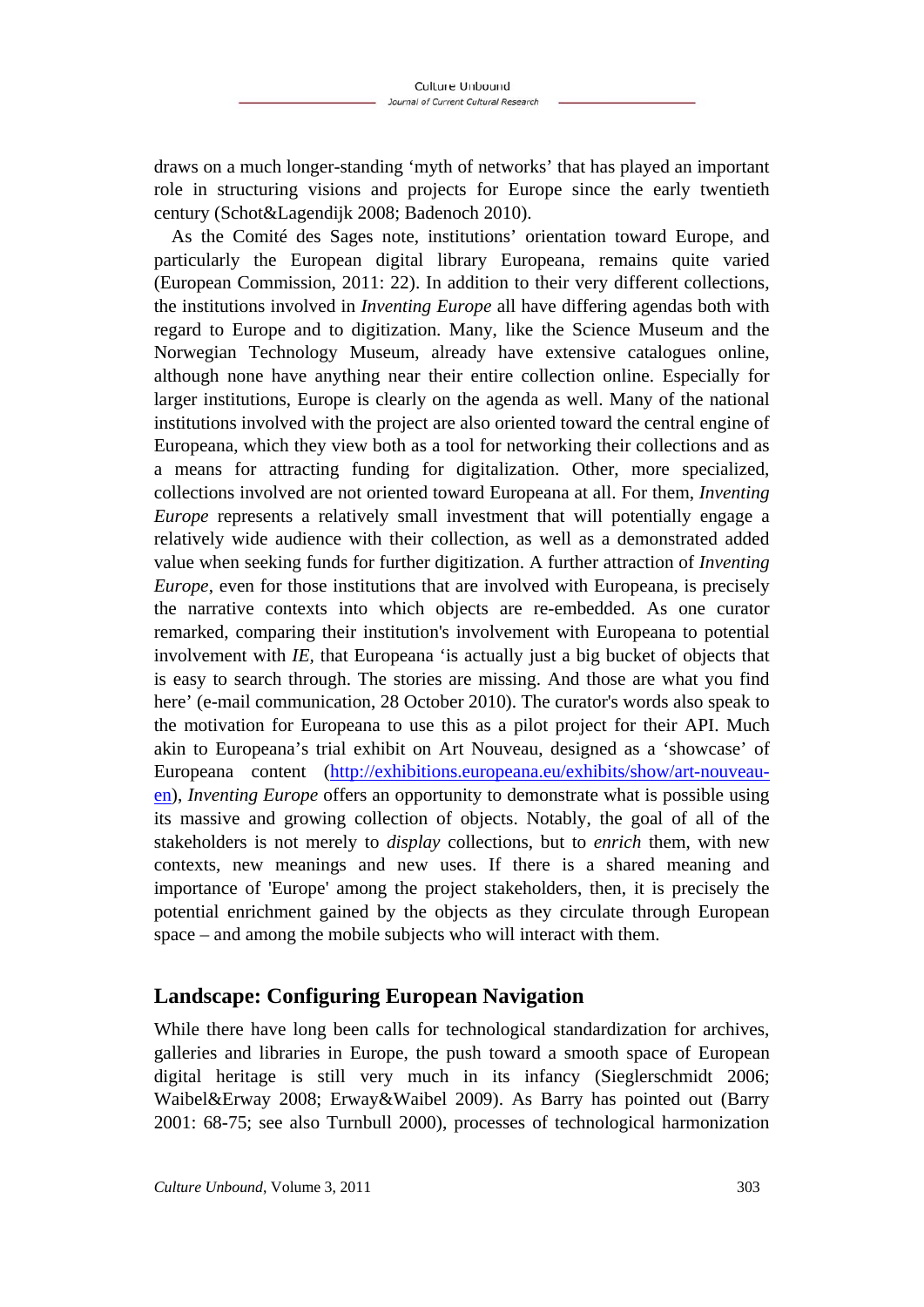draws on a much longer-standing 'myth of networks' that has played an important role in structuring visions and projects for Europe since the early twentieth century (Schot&Lagendijk 2008; Badenoch 2010).

As the Comité des Sages note, institutions' orientation toward Europe, and particularly the European digital library Europeana, remains quite varied (European Commission, 2011: 22). In addition to their very different collections, the institutions involved in *Inventing Europe* all have differing agendas both with regard to Europe and to digitization. Many, like the Science Museum and the Norwegian Technology Museum, already have extensive catalogues online, although none have anything near their entire collection online. Especially for larger institutions, Europe is clearly on the agenda as well. Many of the national institutions involved with the project are also oriented toward the central engine of Europeana, which they view both as a tool for networking their collections and as a means for attracting funding for digitalization. Other, more specialized, collections involved are not oriented toward Europeana at all. For them, *Inventing Europe* represents a relatively small investment that will potentially engage a relatively wide audience with their collection, as well as a demonstrated added value when seeking funds for further digitization. A further attraction of *Inventing Europe*, even for those institutions that are involved with Europeana, is precisely the narrative contexts into which objects are re-embedded. As one curator remarked, comparing their institution's involvement with Europeana to potential involvement with *IE*, that Europeana 'is actually just a big bucket of objects that is easy to search through. The stories are missing. And those are what you find here' (e-mail communication, 28 October 2010). The curator's words also speak to the motivation for Europeana to use this as a pilot project for their API. Much akin to Europeana's trial exhibit on Art Nouveau, designed as a 'showcase' of Europeana content (http://exhibitions.europeana.eu/exhibits/show/art-nouveau-en), *Inventing Europe* offers an opportunity to demonstrate what is possible using its massive and growing collection of objects. Notably, the goal of all of the stakeholders is not merely to *display* collections, but to *enrich* them, with new contexts, new meanings and new uses. If there is a shared meaning and importance of 'Europe' among the project stakeholders, then, it is precisely the potential enrichment gained by the objects as they circulate through European space – and among the mobile subjects who will interact with them.

## Landscape: Configuring European Navigation

While there have long been calls for technological standardization for archives, galleries and libraries in Europe, the push toward a smooth space of European digital heritage is still very much in its infancy (Sieglerschmidt 2006; Waibel&Erway 2008; Erway&Waibel 2009). As Barry has pointed out (Barry 2001: 68-75; see also Turnbull 2000), processes of technological harmonization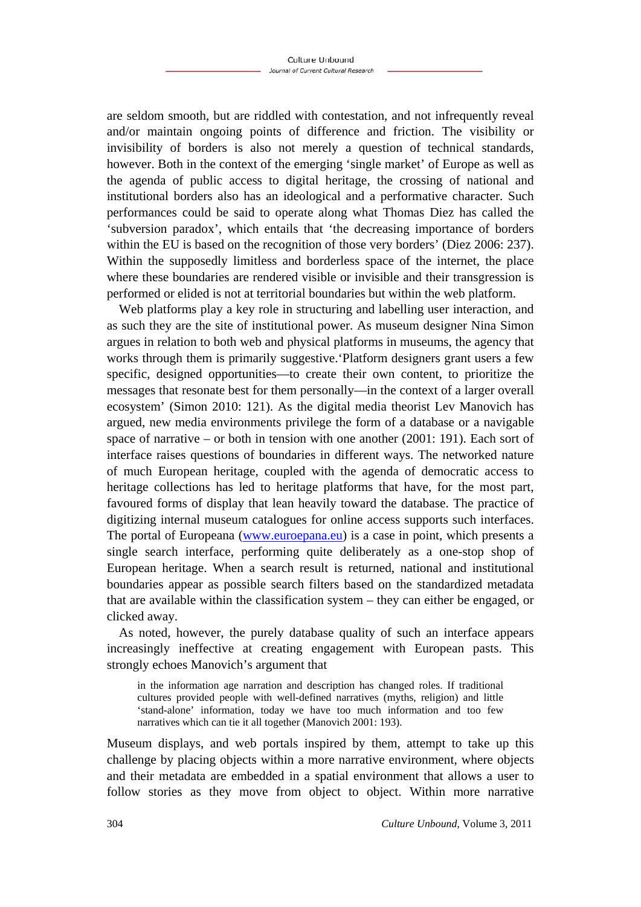are seldom smooth, but are riddled with contestation, and not infrequently reveal and/or maintain ongoing points of difference and friction. The visibility or invisibility of borders is also not merely a question of technical standards, however. Both in the context of the emerging 'single market' of Europe as well as the agenda of public access to digital heritage, the crossing of national and institutional borders also has an ideological and a performative character. Such performances could be said to operate along what Thomas Diez has called the 'subversion paradox', which entails that 'the decreasing importance of borders within the EU is based on the recognition of those very borders' (Diez 2006: 237). Within the supposedly limitless and borderless space of the internet, the place where these boundaries are rendered visible or invisible and their transgression is performed or elided is not at territorial boundaries but within the web platform.

Web platforms play a key role in structuring and labelling user interaction, and as such they are the site of institutional power. As museum designer Nina Simon argues in relation to both web and physical platforms in museums, the agency that works through them is primarily suggestive.'Platform designers grant users a few specific, designed opportunities—to create their own content, to prioritize the messages that resonate best for them personally—in the context of a larger overall ecosystem' (Simon 2010: 121). As the digital media theorist Lev Manovich has argued, new media environments privilege the form of a database or a navigable space of narrative – or both in tension with one another (2001: 191). Each sort of interface raises questions of boundaries in different ways. The networked nature of much European heritage, coupled with the agenda of democratic access to heritage collections has led to heritage platforms that have, for the most part, favoured forms of display that lean heavily toward the database. The practice of digitizing internal museum catalogues for online access supports such interfaces. The portal of Europeana (www.euroepana.eu) is a case in point, which presents a single search interface, performing quite deliberately as a one-stop shop of European heritage. When a search result is returned, national and institutional boundaries appear as possible search filters based on the standardized metadata that are available within the classification system – they can either be engaged, or clicked away.

As noted, however, the purely database quality of such an interface appears increasingly ineffective at creating engagement with European pasts. This strongly echoes Manovich's argument that

> in the information age narration and description has changed roles. If traditional cultures provided people with well-defined narratives (myths, religion) and little 'stand-alone' information, today we have too much information and too few narratives which can tie it all together (Manovich 2001: 193).

Museum displays, and web portals inspired by them, attempt to take up this challenge by placing objects within a more narrative environment, where objects and their metadata are embedded in a spatial environment that allows a user to follow stories as they move from object to object. Within more narrative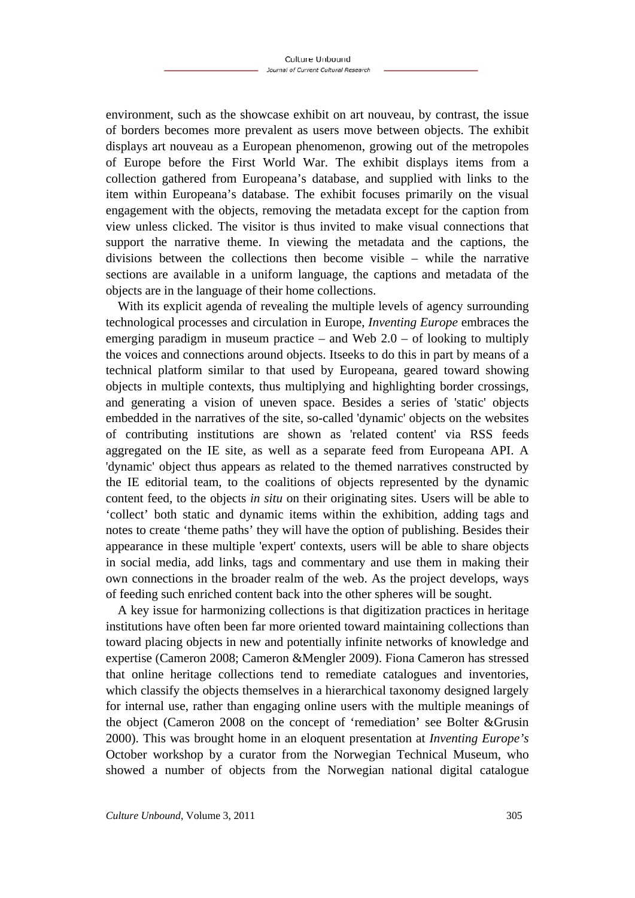environment, such as the showcase exhibit on art nouveau, by contrast, the issue of borders becomes more prevalent as users move between objects. The exhibit displays art nouveau as a European phenomenon, growing out of the metropoles of Europe before the First World War. The exhibit displays items from a collection gathered from Europeana's database, and supplied with links to the item within Europeana's database. The exhibit focuses primarily on the visual engagement with the objects, removing the metadata except for the caption from view unless clicked. The visitor is thus invited to make visual connections that support the narrative theme. In viewing the metadata and the captions, the divisions between the collections then become visible – while the narrative sections are available in a uniform language, the captions and metadata of the objects are in the language of their home collections.

With its explicit agenda of revealing the multiple levels of agency surrounding technological processes and circulation in Europe, *Inventing Europe* embraces the emerging paradigm in museum practice – and Web 2.0 – of looking to multiply the voices and connections around objects. Itseeks to do this in part by means of a technical platform similar to that used by Europeana, geared toward showing objects in multiple contexts, thus multiplying and highlighting border crossings, and generating a vision of uneven space. Besides a series of 'static' objects embedded in the narratives of the site, so-called 'dynamic' objects on the websites of contributing institutions are shown as 'related content' via RSS feeds aggregated on the IE site, as well as a separate feed from Europeana API. A 'dynamic' object thus appears as related to the themed narratives constructed by the IE editorial team, to the coalitions of objects represented by the dynamic content feed, to the objects *in situ* on their originating sites. Users will be able to 'collect' both static and dynamic items within the exhibition, adding tags and notes to create 'theme paths' they will have the option of publishing. Besides their appearance in these multiple 'expert' contexts, users will be able to share objects in social media, add links, tags and commentary and use them in making their own connections in the broader realm of the web. As the project develops, ways of feeding such enriched content back into the other spheres will be sought.

A key issue for harmonizing collections is that digitization practices in heritage institutions have often been far more oriented toward maintaining collections than toward placing objects in new and potentially infinite networks of knowledge and expertise (Cameron 2008; Cameron &Mengler 2009). Fiona Cameron has stressed that online heritage collections tend to remediate catalogues and inventories, which classify the objects themselves in a hierarchical taxonomy designed largely for internal use, rather than engaging online users with the multiple meanings of the object (Cameron 2008 on the concept of 'remediation' see Bolter &Grusin 2000). This was brought home in an eloquent presentation at *Inventing Europe's* October workshop by a curator from the Norwegian Technical Museum, who showed a number of objects from the Norwegian national digital catalogue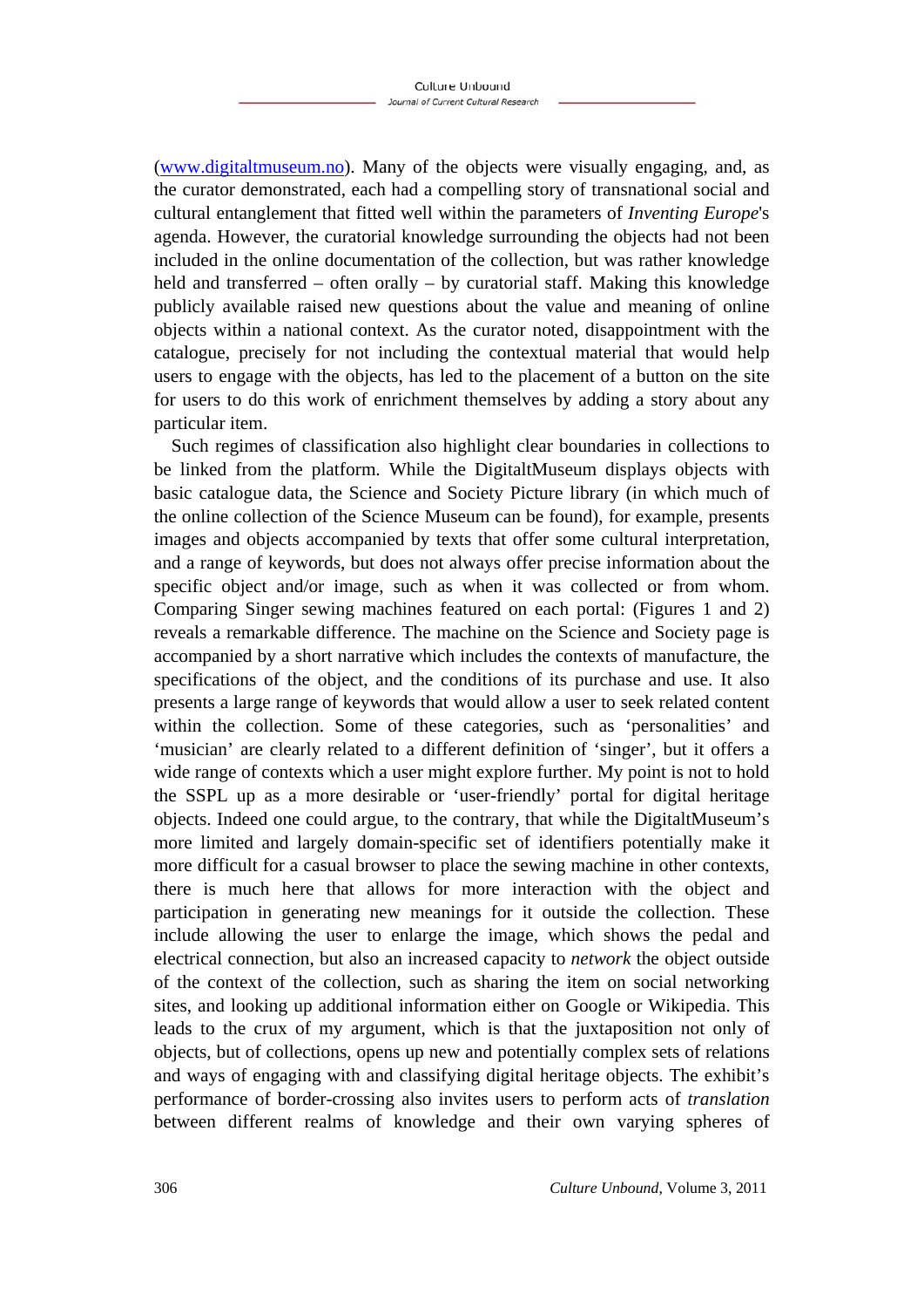(www.digitaltmuseum.no). Many of the objects were visually engaging, and, as the curator demonstrated, each had a compelling story of transnational social and cultural entanglement that fitted well within the parameters of *Inventing Europe*'s agenda. However, the curatorial knowledge surrounding the objects had not been included in the online documentation of the collection, but was rather knowledge held and transferred – often orally – by curatorial staff. Making this knowledge publicly available raised new questions about the value and meaning of online objects within a national context. As the curator noted, disappointment with the catalogue, precisely for not including the contextual material that would help users to engage with the objects, has led to the placement of a button on the site for users to do this work of enrichment themselves by adding a story about any particular item.

Such regimes of classification also highlight clear boundaries in collections to be linked from the platform. While the DigitaltMuseum displays objects with basic catalogue data, the Science and Society Picture library (in which much of the online collection of the Science Museum can be found), for example, presents images and objects accompanied by texts that offer some cultural interpretation, and a range of keywords, but does not always offer precise information about the specific object and/or image, such as when it was collected or from whom. Comparing Singer sewing machines featured on each portal: (Figures 1 and 2) reveals a remarkable difference. The machine on the Science and Society page is accompanied by a short narrative which includes the contexts of manufacture, the specifications of the object, and the conditions of its purchase and use. It also presents a large range of keywords that would allow a user to seek related content within the collection. Some of these categories, such as 'personalities' and 'musician' are clearly related to a different definition of 'singer', but it offers a wide range of contexts which a user might explore further. My point is not to hold the SSPL up as a more desirable or 'user-friendly' portal for digital heritage objects. Indeed one could argue, to the contrary, that while the DigitaltMuseum's more limited and largely domain-specific set of identifiers potentially make it more difficult for a casual browser to place the sewing machine in other contexts, there is much here that allows for more interaction with the object and participation in generating new meanings for it outside the collection. These include allowing the user to enlarge the image, which shows the pedal and electrical connection, but also an increased capacity to *network* the object outside of the context of the collection, such as sharing the item on social networking sites, and looking up additional information either on Google or Wikipedia. This leads to the crux of my argument, which is that the juxtaposition not only of objects, but of collections, opens up new and potentially complex sets of relations and ways of engaging with and classifying digital heritage objects. The exhibit's performance of border-crossing also invites users to perform acts of *translation* between different realms of knowledge and their own varying spheres of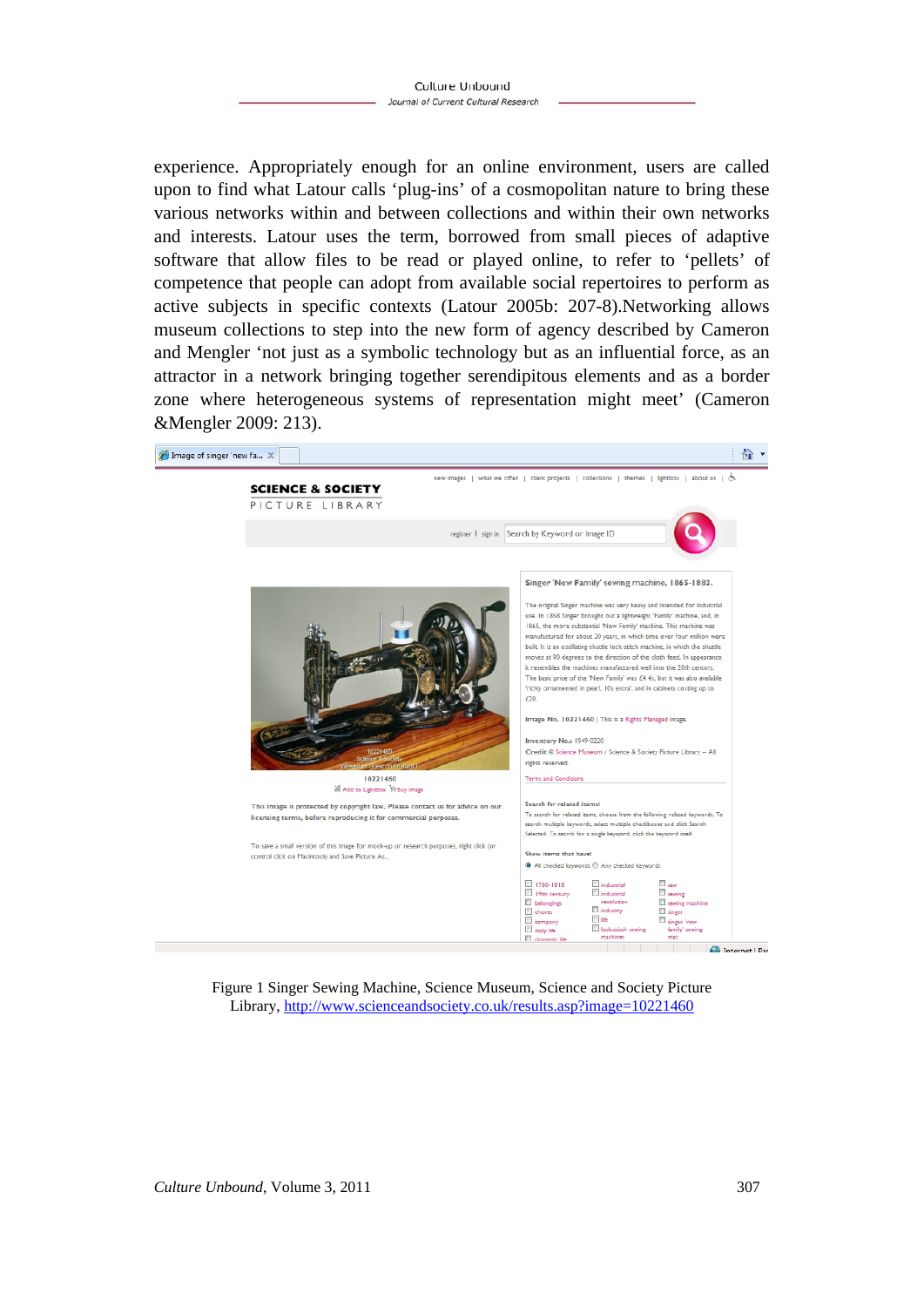experience. Appropriately enough for an online environment, users are called upon to find what Latour calls 'plug-ins' of a cosmopolitan nature to bring these various networks within and between collections and within their own networks and interests. Latour uses the term, borrowed from small pieces of adaptive software that allow files to be read or played online, to refer to 'pellets' of competence that people can adopt from available social repertoires to perform as active subjects in specific contexts (Latour 2005b: 207-8).Networking allows museum collections to step into the new form of agency described by Cameron and Mengler 'not just as a symbolic technology but as an influential force, as an attractor in a network bringing together serendipitous elements and as a border zone where heterogeneous systems of representation might meet' (Cameron &Mengler 2009: 213).

Figure 1 Singer Sewing Machine, Science Museum, Science and Society Picture Library, http://www.scienceandsociety.co.uk/results.asp?image=10221460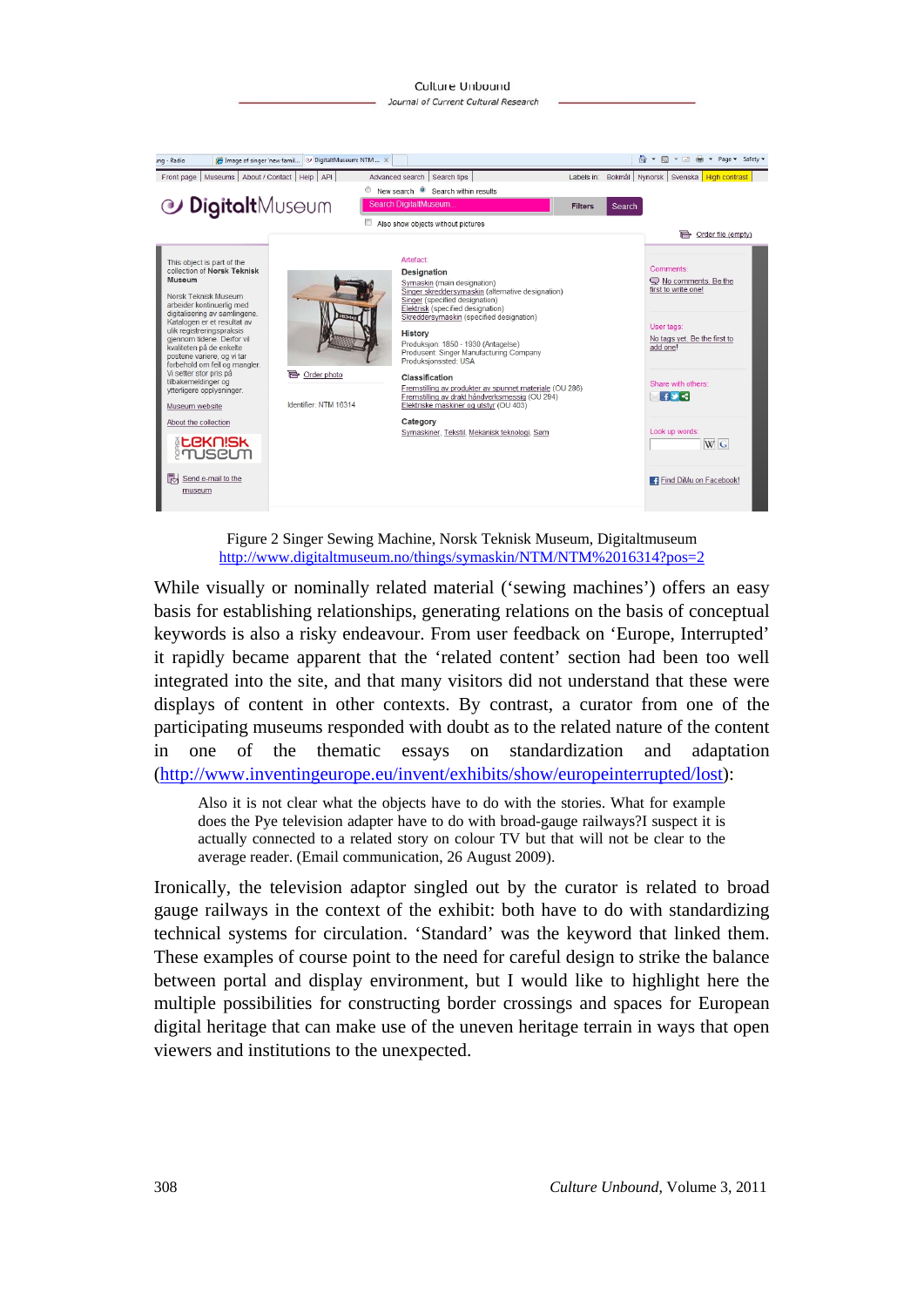Figure 2 Singer Sewing Machine, Norsk Teknisk Museum, Digitaltmuseum
http://www.digitaltmuseum.no/things/symaskin/NTM/NTM%2016314?pos=2

While visually or nominally related material ('sewing machines') offers an easy basis for establishing relationships, generating relations on the basis of conceptual keywords is also a risky endeavour. From user feedback on 'Europe, Interrupted' it rapidly became apparent that the 'related content' section had been too well integrated into the site, and that many visitors did not understand that these were displays of content in other contexts. By contrast, a curator from one of the participating museums responded with doubt as to the related nature of the content in one of the thematic essays on standardization and adaptation (http://www.inventingeurope.eu/invent/exhibits/show/europeinterrupted/lost):

> Also it is not clear what the objects have to do with the stories. What for example does the Pye television adapter have to do with broad-gauge railways?I suspect it is actually connected to a related story on colour TV but that will not be clear to the average reader. (Email communication, 26 August 2009).

Ironically, the television adaptor singled out by the curator is related to broad gauge railways in the context of the exhibit: both have to do with standardizing technical systems for circulation. 'Standard' was the keyword that linked them. These examples of course point to the need for careful design to strike the balance between portal and display environment, but I would like to highlight here the multiple possibilities for constructing border crossings and spaces for European digital heritage that can make use of the uneven heritage terrain in ways that open viewers and institutions to the unexpected.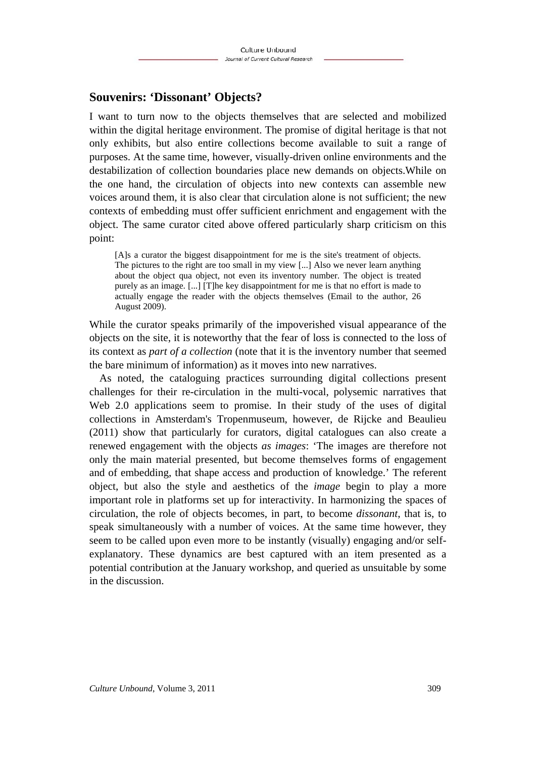## Souvenirs: 'Dissonant' Objects?

I want to turn now to the objects themselves that are selected and mobilized within the digital heritage environment. The promise of digital heritage is that not only exhibits, but also entire collections become available to suit a range of purposes. At the same time, however, visually-driven online environments and the destabilization of collection boundaries place new demands on objects.While on the one hand, the circulation of objects into new contexts can assemble new voices around them, it is also clear that circulation alone is not sufficient; the new contexts of embedding must offer sufficient enrichment and engagement with the object. The same curator cited above offered particularly sharp criticism on this point:

> [A]s a curator the biggest disappointment for me is the site's treatment of objects. The pictures to the right are too small in my view [...] Also we never learn anything about the object qua object, not even its inventory number. The object is treated purely as an image. [...] [T]he key disappointment for me is that no effort is made to actually engage the reader with the objects themselves (Email to the author, 26 August 2009).

While the curator speaks primarily of the impoverished visual appearance of the objects on the site, it is noteworthy that the fear of loss is connected to the loss of its context as *part of a collection* (note that it is the inventory number that seemed the bare minimum of information) as it moves into new narratives.

As noted, the cataloguing practices surrounding digital collections present challenges for their re-circulation in the multi-vocal, polysemic narratives that Web 2.0 applications seem to promise. In their study of the uses of digital collections in Amsterdam's Tropenmuseum, however, de Rijcke and Beaulieu (2011) show that particularly for curators, digital catalogues can also create a renewed engagement with the objects *as images*: 'The images are therefore not only the main material presented, but become themselves forms of engagement and of embedding, that shape access and production of knowledge.' The referent object, but also the style and aesthetics of the *image* begin to play a more important role in platforms set up for interactivity. In harmonizing the spaces of circulation, the role of objects becomes, in part, to become *dissonant*, that is, to speak simultaneously with a number of voices. At the same time however, they seem to be called upon even more to be instantly (visually) engaging and/or self-explanatory. These dynamics are best captured with an item presented as a potential contribution at the January workshop, and queried as unsuitable by some in the discussion.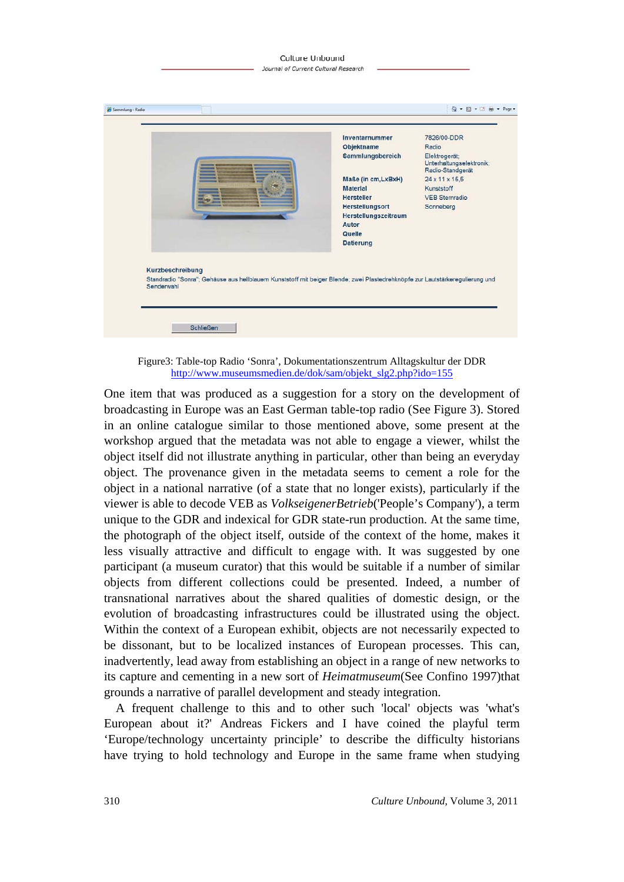Figure3: Table-top Radio 'Sonra', Dokumentationszentrum Alltagskultur der DDR
http://www.museumsmedien.de/dok/sam/objekt_slg2.php?ido=155

One item that was produced as a suggestion for a story on the development of broadcasting in Europe was an East German table-top radio (See Figure 3). Stored in an online catalogue similar to those mentioned above, some present at the workshop argued that the metadata was not able to engage a viewer, whilst the object itself did not illustrate anything in particular, other than being an everyday object. The provenance given in the metadata seems to cement a role for the object in a national narrative (of a state that no longer exists), particularly if the viewer is able to decode VEB as *VolkseigenerBetrieb*('People's Company'), a term unique to the GDR and indexical for GDR state-run production. At the same time, the photograph of the object itself, outside of the context of the home, makes it less visually attractive and difficult to engage with. It was suggested by one participant (a museum curator) that this would be suitable if a number of similar objects from different collections could be presented. Indeed, a number of transnational narratives about the shared qualities of domestic design, or the evolution of broadcasting infrastructures could be illustrated using the object. Within the context of a European exhibit, objects are not necessarily expected to be dissonant, but to be localized instances of European processes. This can, inadvertently, lead away from establishing an object in a range of new networks to its capture and cementing in a new sort of *Heimatmuseum*(See Confino 1997)that grounds a narrative of parallel development and steady integration.

A frequent challenge to this and to other such 'local' objects was 'what's European about it?' Andreas Fickers and I have coined the playful term 'Europe/technology uncertainty principle' to describe the difficulty historians have trying to hold technology and Europe in the same frame when studying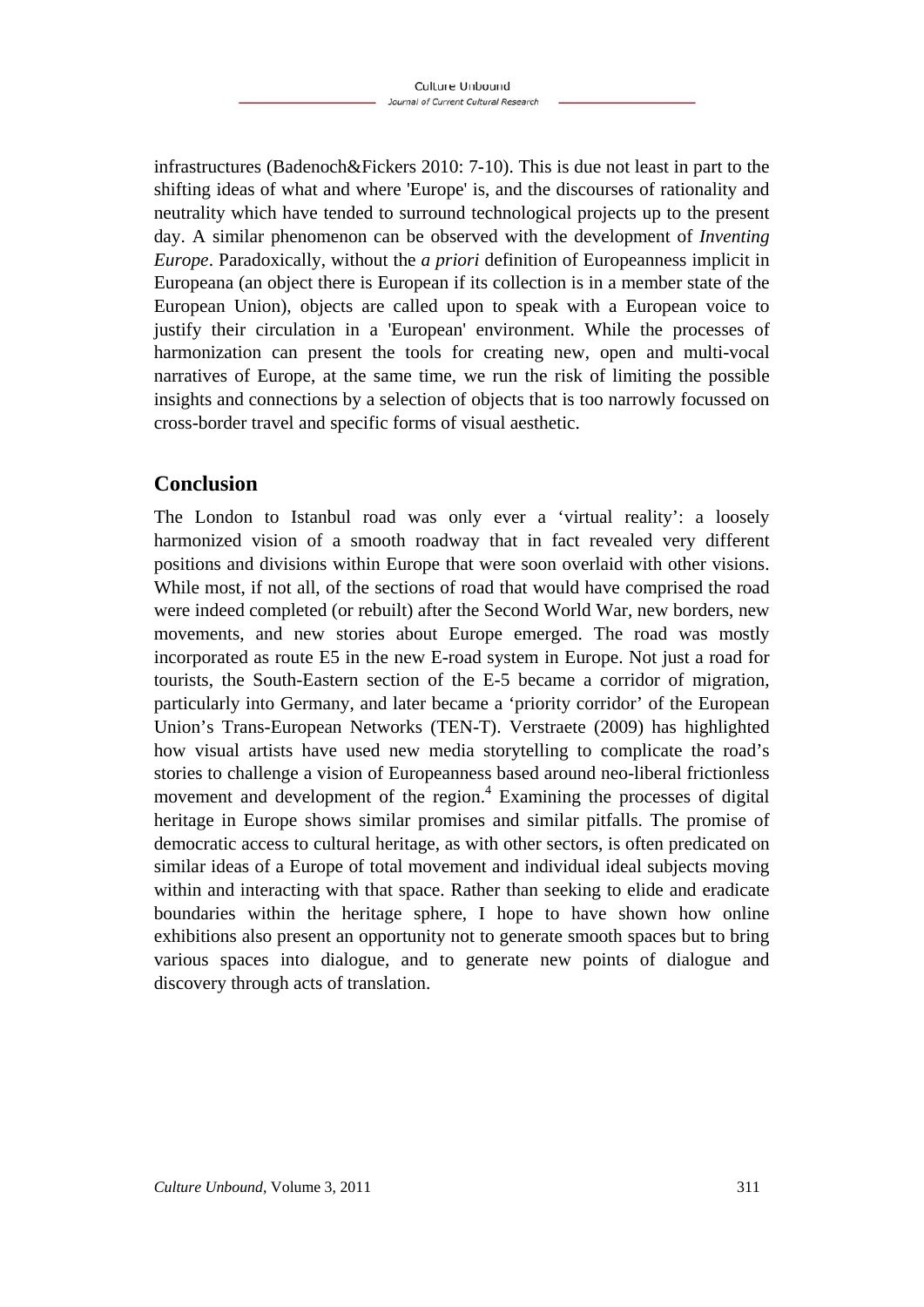infrastructures (Badenoch&Fickers 2010: 7-10). This is due not least in part to the shifting ideas of what and where 'Europe' is, and the discourses of rationality and neutrality which have tended to surround technological projects up to the present day. A similar phenomenon can be observed with the development of *Inventing Europe*. Paradoxically, without the *a priori* definition of Europeanness implicit in Europeana (an object there is European if its collection is in a member state of the European Union), objects are called upon to speak with a European voice to justify their circulation in a 'European' environment. While the processes of harmonization can present the tools for creating new, open and multi-vocal narratives of Europe, at the same time, we run the risk of limiting the possible insights and connections by a selection of objects that is too narrowly focussed on cross-border travel and specific forms of visual aesthetic.

## Conclusion

The London to Istanbul road was only ever a 'virtual reality': a loosely harmonized vision of a smooth roadway that in fact revealed very different positions and divisions within Europe that were soon overlaid with other visions. While most, if not all, of the sections of road that would have comprised the road were indeed completed (or rebuilt) after the Second World War, new borders, new movements, and new stories about Europe emerged. The road was mostly incorporated as route E5 in the new E-road system in Europe. Not just a road for tourists, the South-Eastern section of the E-5 became a corridor of migration, particularly into Germany, and later became a 'priority corridor' of the European Union's Trans-European Networks (TEN-T). Verstraete (2009) has highlighted how visual artists have used new media storytelling to complicate the road's stories to challenge a vision of Europeanness based around neo-liberal frictionless movement and development of the region.[4] Examining the processes of digital heritage in Europe shows similar promises and similar pitfalls. The promise of democratic access to cultural heritage, as with other sectors, is often predicated on similar ideas of a Europe of total movement and individual ideal subjects moving within and interacting with that space. Rather than seeking to elide and eradicate boundaries within the heritage sphere, I hope to have shown how online exhibitions also present an opportunity not to generate smooth spaces but to bring various spaces into dialogue, and to generate new points of dialogue and discovery through acts of translation.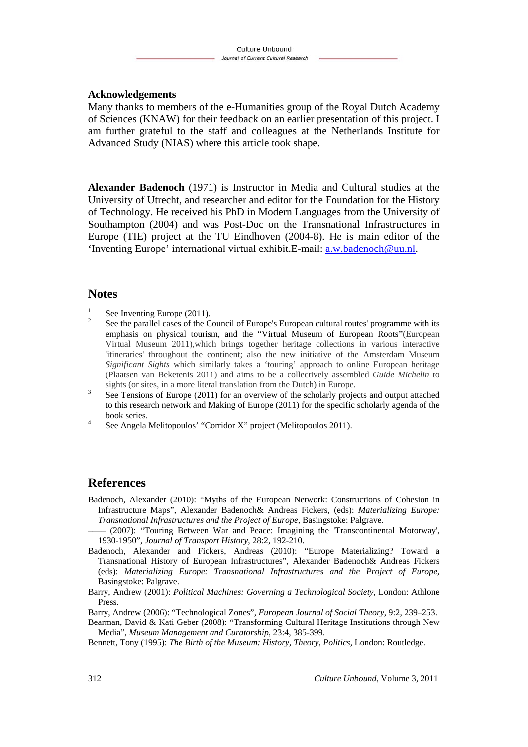### Acknowledgements

Many thanks to members of the e-Humanities group of the Royal Dutch Academy of Sciences (KNAW) for their feedback on an earlier presentation of this project. I am further grateful to the staff and colleagues at the Netherlands Institute for Advanced Study (NIAS) where this article took shape.

**Alexander Badenoch** (1971) is Instructor in Media and Cultural studies at the University of Utrecht, and researcher and editor for the Foundation for the History of Technology. He received his PhD in Modern Languages from the University of Southampton (2004) and was Post-Doc on the Transnational Infrastructures in Europe (TIE) project at the TU Eindhoven (2004-8). He is main editor of the 'Inventing Europe' international virtual exhibit.E-mail: a.w.badenoch@uu.nl.

## Notes

1. See Inventing Europe (2011).
2. See the parallel cases of the Council of Europe's European cultural routes' programme with its emphasis on physical tourism, and the "Virtual Museum of European Roots"(European Virtual Museum 2011),which brings together heritage collections in various interactive 'itineraries' throughout the continent; also the new initiative of the Amsterdam Museum *Significant Sights* which similarly takes a 'touring' approach to online European heritage (Plaatsen van Beketenis 2011) and aims to be a collectively assembled *Guide Michelin* to sights (or sites, in a more literal translation from the Dutch) in Europe.
3. See Tensions of Europe (2011) for an overview of the scholarly projects and output attached to this research network and Making of Europe (2011) for the specific scholarly agenda of the book series.
4. See Angela Melitopoulos' "Corridor X" project (Melitopoulos 2011).

## References

Badenoch, Alexander (2010): "Myths of the European Network: Constructions of Cohesion in Infrastructure Maps", Alexander Badenoch& Andreas Fickers, (eds): *Materializing Europe: Transnational Infrastructures and the Project of Europe*, Basingstoke: Palgrave.

—— (2007): "Touring Between War and Peace: Imagining the 'Transcontinental Motorway', 1930-1950", *Journal of Transport History*, 28:2, 192-210.

Badenoch, Alexander and Fickers, Andreas (2010): "Europe Materializing? Toward a Transnational History of European Infrastructures", Alexander Badenoch& Andreas Fickers (eds): *Materializing Europe: Transnational Infrastructures and the Project of Europe*, Basingstoke: Palgrave.

Barry, Andrew (2001): *Political Machines: Governing a Technological Society*, London: Athlone Press.

Barry, Andrew (2006): "Technological Zones", *European Journal of Social Theory*, 9:2, 239–253.

Bearman, David & Kati Geber (2008): "Transforming Cultural Heritage Institutions through New Media", *Museum Management and Curatorship*, 23:4, 385-399.

Bennett, Tony (1995): *The Birth of the Museum: History, Theory, Politics*, London: Routledge.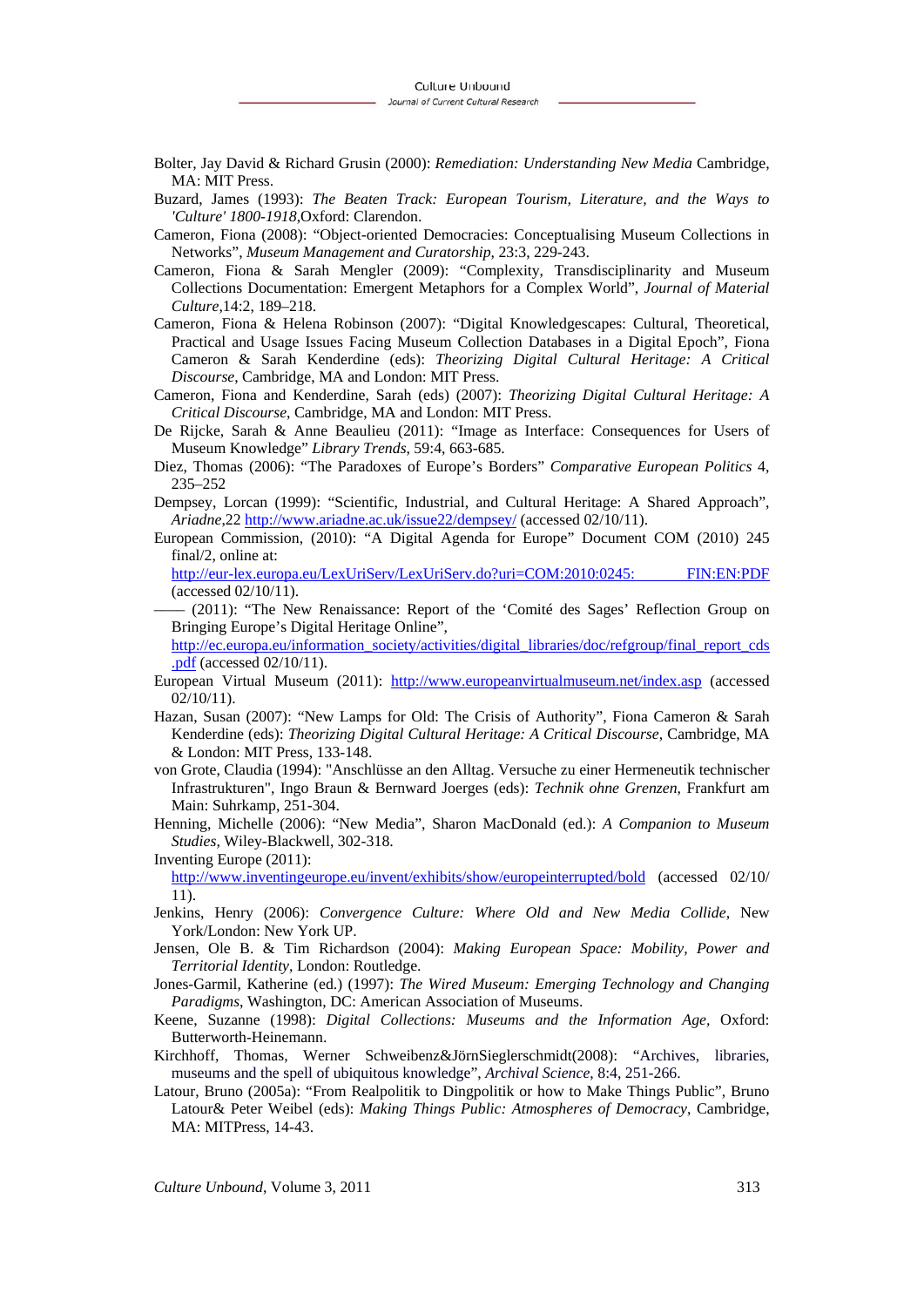Bolter, Jay David & Richard Grusin (2000): *Remediation: Understanding New Media* Cambridge, MA: MIT Press.

Buzard, James (1993): *The Beaten Track: European Tourism, Literature, and the Ways to 'Culture' 1800-1918*,Oxford: Clarendon.

Cameron, Fiona (2008): "Object-oriented Democracies: Conceptualising Museum Collections in Networks", *Museum Management and Curatorship*, 23:3, 229-243.

Cameron, Fiona & Sarah Mengler (2009): "Complexity, Transdisciplinarity and Museum Collections Documentation: Emergent Metaphors for a Complex World", *Journal of Material Culture*,14:2, 189–218.

Cameron, Fiona & Helena Robinson (2007): "Digital Knowledgescapes: Cultural, Theoretical, Practical and Usage Issues Facing Museum Collection Databases in a Digital Epoch", Fiona Cameron & Sarah Kenderdine (eds): *Theorizing Digital Cultural Heritage: A Critical Discourse*, Cambridge, MA and London: MIT Press.

Cameron, Fiona and Kenderdine, Sarah (eds) (2007): *Theorizing Digital Cultural Heritage: A Critical Discourse*, Cambridge, MA and London: MIT Press.

De Rijcke, Sarah & Anne Beaulieu (2011): "Image as Interface: Consequences for Users of Museum Knowledge" *Library Trends*, 59:4, 663-685.

Diez, Thomas (2006): "The Paradoxes of Europe's Borders" *Comparative European Politics* 4, 235–252

Dempsey, Lorcan (1999): "Scientific, Industrial, and Cultural Heritage: A Shared Approach", *Ariadne*,22 http://www.ariadne.ac.uk/issue22/dempsey/ (accessed 02/10/11).

European Commission, (2010): "A Digital Agenda for Europe" Document COM (2010) 245 final/2, online at: http://eur-lex.europa.eu/LexUriServ/LexUriServ.do?uri=COM:2010:0245: FIN:EN:PDF (accessed 02/10/11).

—— (2011): "The New Renaissance: Report of the 'Comité des Sages' Reflection Group on Bringing Europe's Digital Heritage Online", http://ec.europa.eu/information_society/activities/digital_libraries/doc/refgroup/final_report_cds.pdf (accessed 02/10/11).

European Virtual Museum (2011): http://www.europeanvirtualmuseum.net/index.asp (accessed 02/10/11).

Hazan, Susan (2007): "New Lamps for Old: The Crisis of Authority", Fiona Cameron & Sarah Kenderdine (eds): *Theorizing Digital Cultural Heritage: A Critical Discourse*, Cambridge, MA & London: MIT Press, 133-148.

von Grote, Claudia (1994): "Anschlüsse an den Alltag. Versuche zu einer Hermeneutik technischer Infrastrukturen", Ingo Braun & Bernward Joerges (eds): *Technik ohne Grenzen*, Frankfurt am Main: Suhrkamp, 251-304.

Henning, Michelle (2006): "New Media", Sharon MacDonald (ed.): *A Companion to Museum Studies*, Wiley-Blackwell, 302-318.

Inventing Europe (2011): http://www.inventingeurope.eu/invent/exhibits/show/europeinterrupted/bold (accessed 02/10/11).

Jenkins, Henry (2006): *Convergence Culture: Where Old and New Media Collide*, New York/London: New York UP.

Jensen, Ole B. & Tim Richardson (2004): *Making European Space: Mobility, Power and Territorial Identity*, London: Routledge.

Jones-Garmil, Katherine (ed.) (1997): *The Wired Museum: Emerging Technology and Changing Paradigms*, Washington, DC: American Association of Museums.

Keene, Suzanne (1998): *Digital Collections: Museums and the Information Age*, Oxford: Butterworth-Heinemann.

Kirchhoff, Thomas, Werner Schweibenz&JörnSieglerschmidt(2008): "Archives, libraries, museums and the spell of ubiquitous knowledge", *Archival Science*, 8:4, 251-266.

Latour, Bruno (2005a): "From Realpolitik to Dingpolitik or how to Make Things Public", Bruno Latour& Peter Weibel (eds): *Making Things Public: Atmospheres of Democracy*, Cambridge, MA: MITPress, 14-43.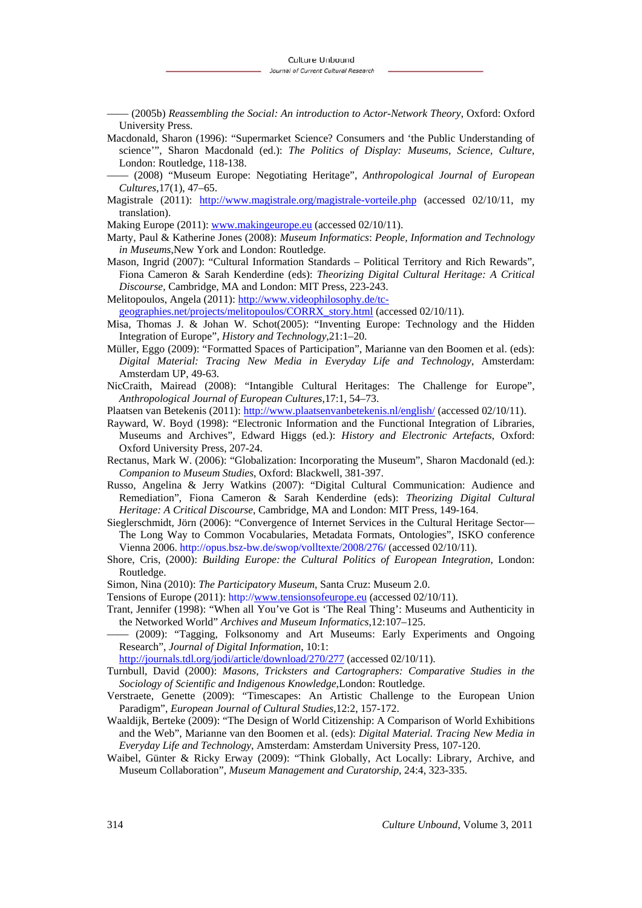—— (2005b) *Reassembling the Social: An introduction to Actor-Network Theory*, Oxford: Oxford University Press.

Macdonald, Sharon (1996): "Supermarket Science? Consumers and 'the Public Understanding of science'", Sharon Macdonald (ed.): *The Politics of Display: Museums, Science, Culture*, London: Routledge, 118-138.

—— (2008) "Museum Europe: Negotiating Heritage", *Anthropological Journal of European Cultures*,17(1), 47–65.

Magistrale (2011): http://www.magistrale.org/magistrale-vorteile.php (accessed 02/10/11, my translation).

Making Europe (2011): www.makingeurope.eu (accessed 02/10/11).

Marty, Paul & Katherine Jones (2008): *Museum Informatics*: *People, Information and Technology in Museums*,New York and London: Routledge.

Mason, Ingrid (2007): "Cultural Information Standards – Political Territory and Rich Rewards", Fiona Cameron & Sarah Kenderdine (eds): *Theorizing Digital Cultural Heritage: A Critical Discourse*, Cambridge, MA and London: MIT Press, 223-243.

Melitopoulos, Angela (2011): http://www.videophilosophy.de/tc-geographies.net/projects/melitopoulos/CORRX_story.html (accessed 02/10/11).

Misa, Thomas J. & Johan W. Schot(2005): "Inventing Europe: Technology and the Hidden Integration of Europe", *History and Technology*,21:1–20.

Müller, Eggo (2009): "Formatted Spaces of Participation", Marianne van den Boomen et al. (eds): *Digital Material: Tracing New Media in Everyday Life and Technology*, Amsterdam: Amsterdam UP, 49-63.

NicCraith, Mairead (2008): "Intangible Cultural Heritages: The Challenge for Europe", *Anthropological Journal of European Cultures*,17:1, 54–73.

Plaatsen van Betekenis (2011): http://www.plaatsenvanbetekenis.nl/english/ (accessed 02/10/11).

Rayward, W. Boyd (1998): "Electronic Information and the Functional Integration of Libraries, Museums and Archives", Edward Higgs (ed.): *History and Electronic Artefacts*, Oxford: Oxford University Press, 207-24.

Rectanus, Mark W. (2006): "Globalization: Incorporating the Museum", Sharon Macdonald (ed.): *Companion to Museum Studies*, Oxford: Blackwell, 381-397.

Russo, Angelina & Jerry Watkins (2007): "Digital Cultural Communication: Audience and Remediation", Fiona Cameron & Sarah Kenderdine (eds): *Theorizing Digital Cultural Heritage: A Critical Discourse*, Cambridge, MA and London: MIT Press, 149-164.

Sieglerschmidt, Jörn (2006): "Convergence of Internet Services in the Cultural Heritage Sector—The Long Way to Common Vocabularies, Metadata Formats, Ontologies", ISKO conference Vienna 2006. http://opus.bsz-bw.de/swop/volltexte/2008/276/ (accessed 02/10/11).

Shore, Cris, (2000): *Building Europe: the Cultural Politics of European Integration*, London: Routledge.

Simon, Nina (2010): *The Participatory Museum*, Santa Cruz: Museum 2.0.

Tensions of Europe (2011): http://www.tensionsofeurope.eu (accessed 02/10/11).

Trant, Jennifer (1998): "When all You've Got is 'The Real Thing': Museums and Authenticity in the Networked World" *Archives and Museum Informatics*,12:107–125.

—— (2009): "Tagging, Folksonomy and Art Museums: Early Experiments and Ongoing Research", *Journal of Digital Information*, 10:1: http://journals.tdl.org/jodi/article/download/270/277 (accessed 02/10/11).

Turnbull, David (2000): *Masons, Tricksters and Cartographers: Comparative Studies in the Sociology of Scientific and Indigenous Knowledge*,London: Routledge.

Verstraete, Genette (2009): "Timescapes: An Artistic Challenge to the European Union Paradigm", *European Journal of Cultural Studies*,12:2, 157-172.

Waaldijk, Berteke (2009): "The Design of World Citizenship: A Comparison of World Exhibitions and the Web", Marianne van den Boomen et al. (eds): *Digital Material. Tracing New Media in Everyday Life and Technology*, Amsterdam: Amsterdam University Press, 107-120.

Waibel, Günter & Ricky Erway (2009): "Think Globally, Act Locally: Library, Archive, and Museum Collaboration", *Museum Management and Curatorship*, 24:4, 323-335.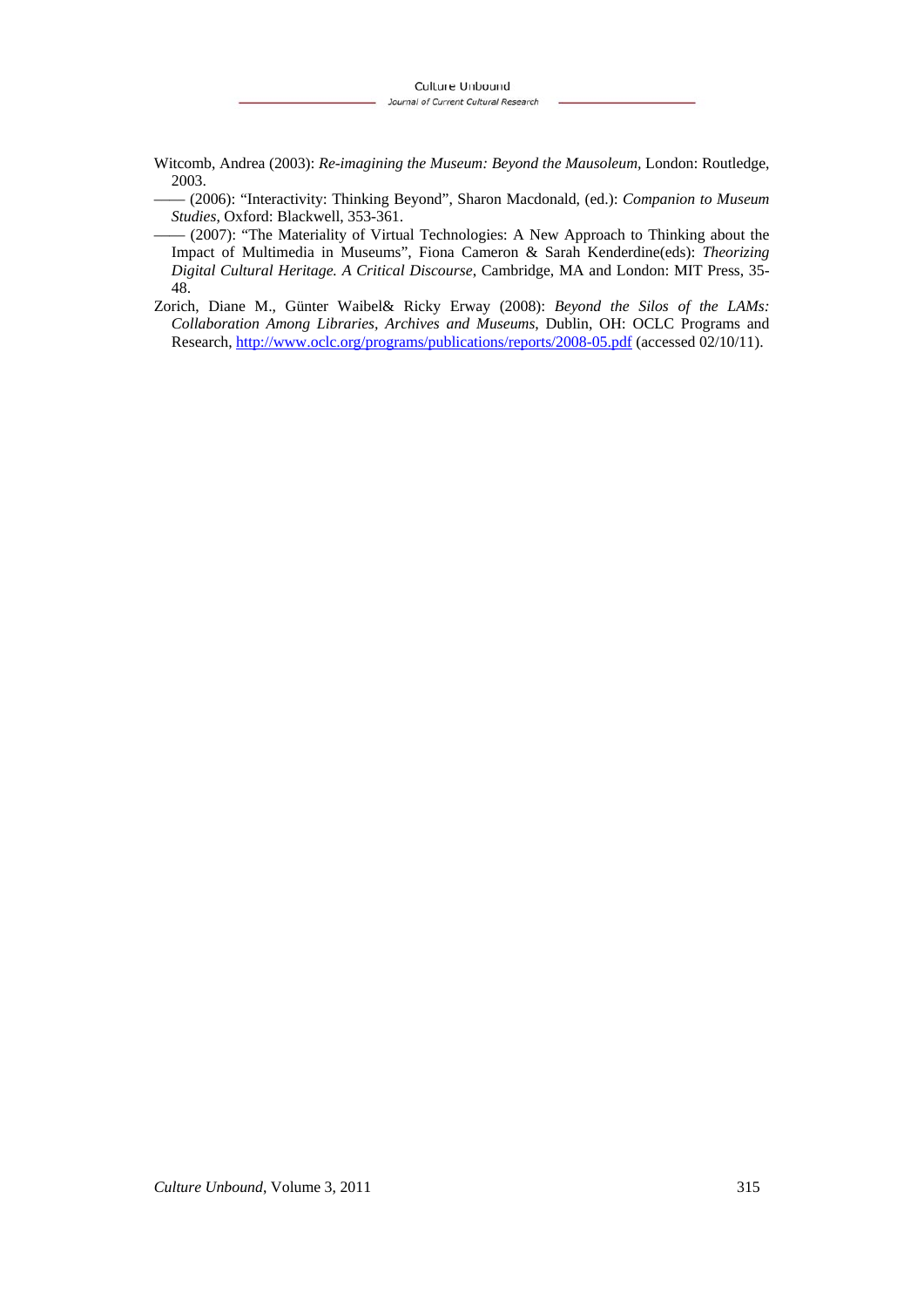Witcomb, Andrea (2003): *Re-imagining the Museum: Beyond the Mausoleum*, London: Routledge, 2003.

—— (2006): "Interactivity: Thinking Beyond", Sharon Macdonald, (ed.): *Companion to Museum Studies*, Oxford: Blackwell, 353-361.

—— (2007): "The Materiality of Virtual Technologies: A New Approach to Thinking about the Impact of Multimedia in Museums", Fiona Cameron & Sarah Kenderdine(eds): *Theorizing Digital Cultural Heritage. A Critical Discourse*, Cambridge, MA and London: MIT Press, 35-48.

Zorich, Diane M., Günter Waibel& Ricky Erway (2008): *Beyond the Silos of the LAMs: Collaboration Among Libraries, Archives and Museums*, Dublin, OH: OCLC Programs and Research, http://www.oclc.org/programs/publications/reports/2008-05.pdf (accessed 02/10/11).